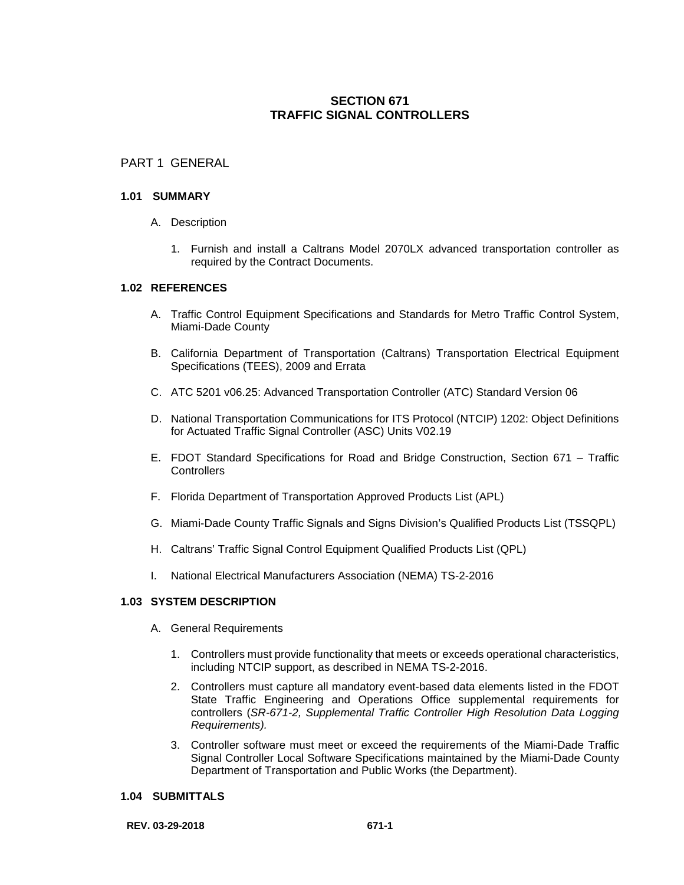# SECTION 671
# TRAFFIC SIGNAL CONTROLLERS

## PART 1 GENERAL

### 1.01 SUMMARY

A. Description

1. Furnish and install a Caltrans Model 2070LX advanced transportation controller as required by the Contract Documents.

### 1.02 REFERENCES

A. Traffic Control Equipment Specifications and Standards for Metro Traffic Control System, Miami-Dade County

B. California Department of Transportation (Caltrans) Transportation Electrical Equipment Specifications (TEES), 2009 and Errata

C. ATC 5201 v06.25: Advanced Transportation Controller (ATC) Standard Version 06

D. National Transportation Communications for ITS Protocol (NTCIP) 1202: Object Definitions for Actuated Traffic Signal Controller (ASC) Units V02.19

E. FDOT Standard Specifications for Road and Bridge Construction, Section 671 – Traffic Controllers

F. Florida Department of Transportation Approved Products List (APL)

G. Miami-Dade County Traffic Signals and Signs Division's Qualified Products List (TSSQPL)

H. Caltrans' Traffic Signal Control Equipment Qualified Products List (QPL)

I. National Electrical Manufacturers Association (NEMA) TS-2-2016

### 1.03 SYSTEM DESCRIPTION

A. General Requirements

1. Controllers must provide functionality that meets or exceeds operational characteristics, including NTCIP support, as described in NEMA TS-2-2016.

2. Controllers must capture all mandatory event-based data elements listed in the FDOT State Traffic Engineering and Operations Office supplemental requirements for controllers (*SR-671-2, Supplemental Traffic Controller High Resolution Data Logging Requirements).*

3. Controller software must meet or exceed the requirements of the Miami-Dade Traffic Signal Controller Local Software Specifications maintained by the Miami-Dade County Department of Transportation and Public Works (the Department).

### 1.04 SUBMITTALS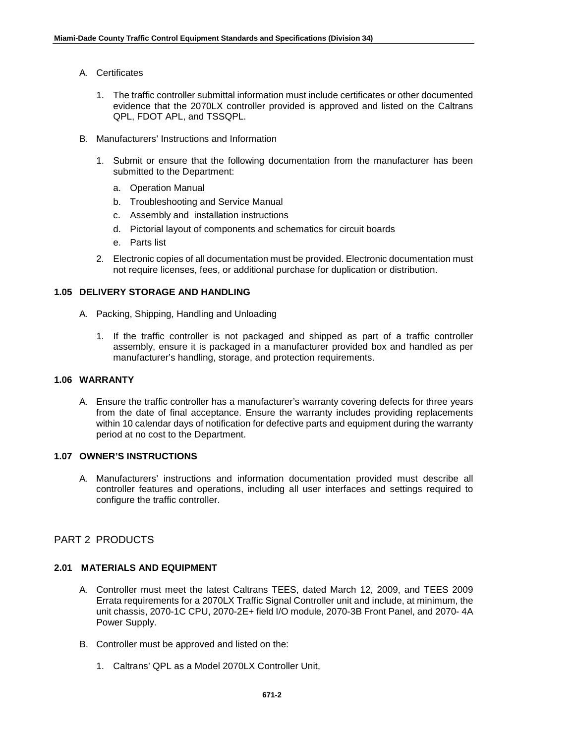A. Certificates

1. The traffic controller submittal information must include certificates or other documented evidence that the 2070LX controller provided is approved and listed on the Caltrans QPL, FDOT APL, and TSSQPL.

B. Manufacturers' Instructions and Information

1. Submit or ensure that the following documentation from the manufacturer has been submitted to the Department:

   a. Operation Manual

   b. Troubleshooting and Service Manual

   c. Assembly and installation instructions

   d. Pictorial layout of components and schematics for circuit boards

   e. Parts list

2. Electronic copies of all documentation must be provided. Electronic documentation must not require licenses, fees, or additional purchase for duplication or distribution.

### 1.05 DELIVERY STORAGE AND HANDLING

A. Packing, Shipping, Handling and Unloading

1. If the traffic controller is not packaged and shipped as part of a traffic controller assembly, ensure it is packaged in a manufacturer provided box and handled as per manufacturer's handling, storage, and protection requirements.

### 1.06 WARRANTY

A. Ensure the traffic controller has a manufacturer's warranty covering defects for three years from the date of final acceptance. Ensure the warranty includes providing replacements within 10 calendar days of notification for defective parts and equipment during the warranty period at no cost to the Department.

### 1.07 OWNER'S INSTRUCTIONS

A. Manufacturers' instructions and information documentation provided must describe all controller features and operations, including all user interfaces and settings required to configure the traffic controller.

## PART 2 PRODUCTS

### 2.01 MATERIALS AND EQUIPMENT

A. Controller must meet the latest Caltrans TEES, dated March 12, 2009, and TEES 2009 Errata requirements for a 2070LX Traffic Signal Controller unit and include, at minimum, the unit chassis, 2070-1C CPU, 2070-2E+ field I/O module, 2070-3B Front Panel, and 2070- 4A Power Supply.

B. Controller must be approved and listed on the:

1. Caltrans' QPL as a Model 2070LX Controller Unit,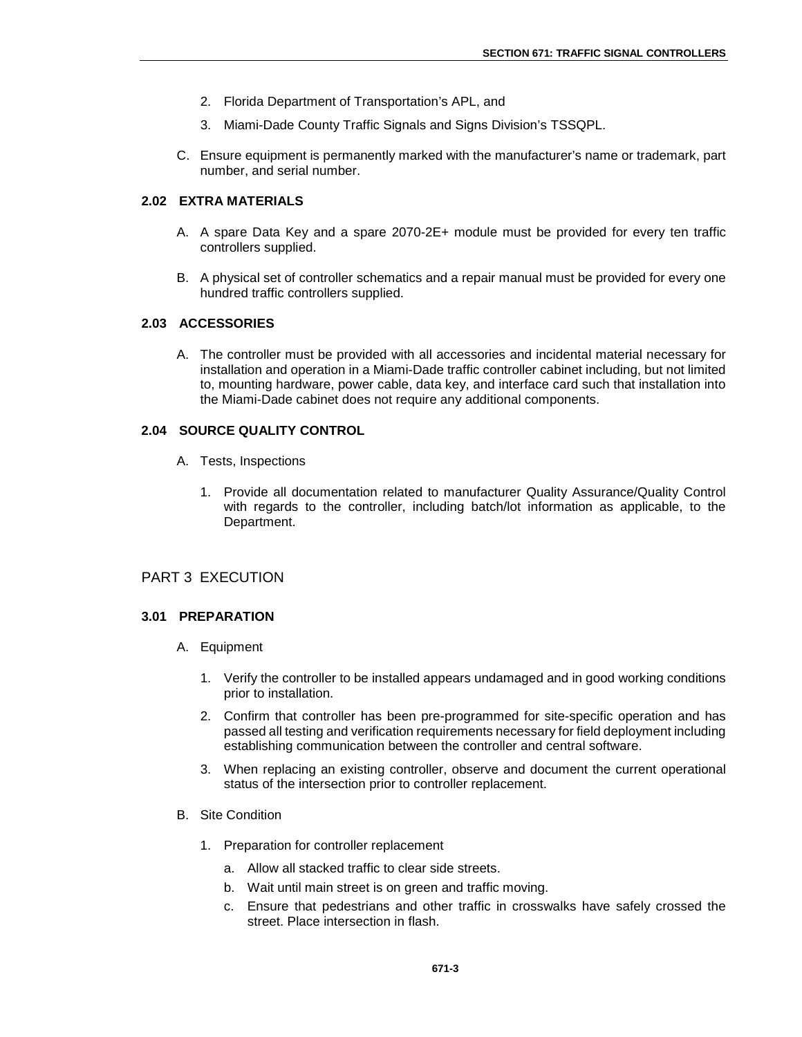2. Florida Department of Transportation's APL, and
3. Miami-Dade County Traffic Signals and Signs Division's TSSQPL.

C. Ensure equipment is permanently marked with the manufacturer's name or trademark, part number, and serial number.

### 2.02 EXTRA MATERIALS

A. A spare Data Key and a spare 2070-2E+ module must be provided for every ten traffic controllers supplied.

B. A physical set of controller schematics and a repair manual must be provided for every one hundred traffic controllers supplied.

### 2.03 ACCESSORIES

A. The controller must be provided with all accessories and incidental material necessary for installation and operation in a Miami-Dade traffic controller cabinet including, but not limited to, mounting hardware, power cable, data key, and interface card such that installation into the Miami-Dade cabinet does not require any additional components.

### 2.04 SOURCE QUALITY CONTROL

A. Tests, Inspections

1. Provide all documentation related to manufacturer Quality Assurance/Quality Control with regards to the controller, including batch/lot information as applicable, to the Department.

## PART 3 EXECUTION

### 3.01 PREPARATION

A. Equipment

1. Verify the controller to be installed appears undamaged and in good working conditions prior to installation.
2. Confirm that controller has been pre-programmed for site-specific operation and has passed all testing and verification requirements necessary for field deployment including establishing communication between the controller and central software.
3. When replacing an existing controller, observe and document the current operational status of the intersection prior to controller replacement.

B. Site Condition

1. Preparation for controller replacement
   a. Allow all stacked traffic to clear side streets.
   b. Wait until main street is on green and traffic moving.
   c. Ensure that pedestrians and other traffic in crosswalks have safely crossed the street. Place intersection in flash.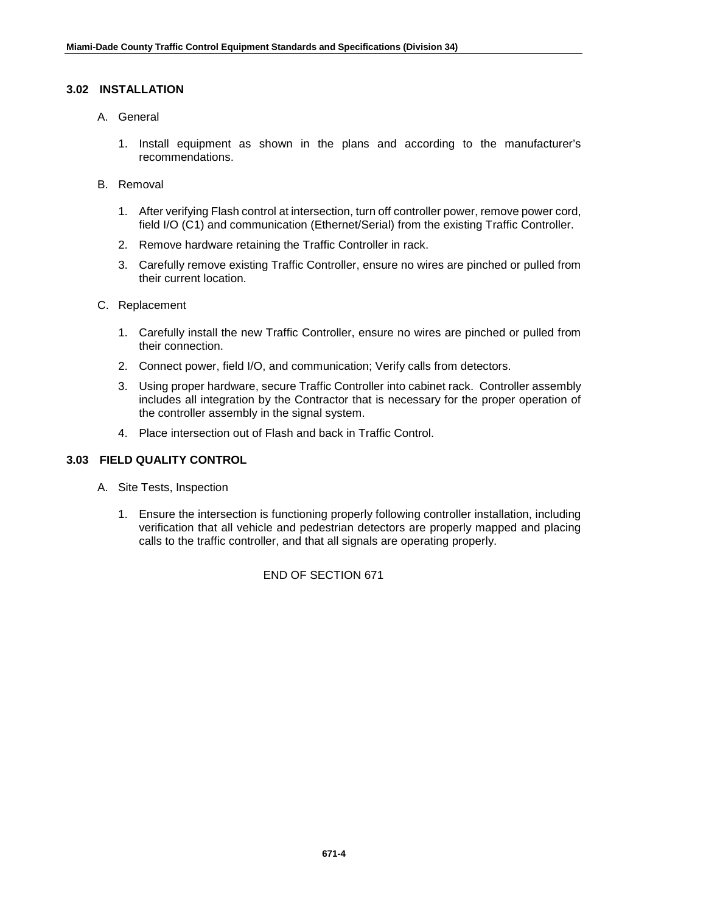### 3.02 INSTALLATION

A. General

1. Install equipment as shown in the plans and according to the manufacturer's recommendations.

B. Removal

1. After verifying Flash control at intersection, turn off controller power, remove power cord, field I/O (C1) and communication (Ethernet/Serial) from the existing Traffic Controller.
2. Remove hardware retaining the Traffic Controller in rack.
3. Carefully remove existing Traffic Controller, ensure no wires are pinched or pulled from their current location.

C. Replacement

1. Carefully install the new Traffic Controller, ensure no wires are pinched or pulled from their connection.
2. Connect power, field I/O, and communication; Verify calls from detectors.
3. Using proper hardware, secure Traffic Controller into cabinet rack. Controller assembly includes all integration by the Contractor that is necessary for the proper operation of the controller assembly in the signal system.
4. Place intersection out of Flash and back in Traffic Control.

### 3.03 FIELD QUALITY CONTROL

A. Site Tests, Inspection

1. Ensure the intersection is functioning properly following controller installation, including verification that all vehicle and pedestrian detectors are properly mapped and placing calls to the traffic controller, and that all signals are operating properly.

END OF SECTION 671